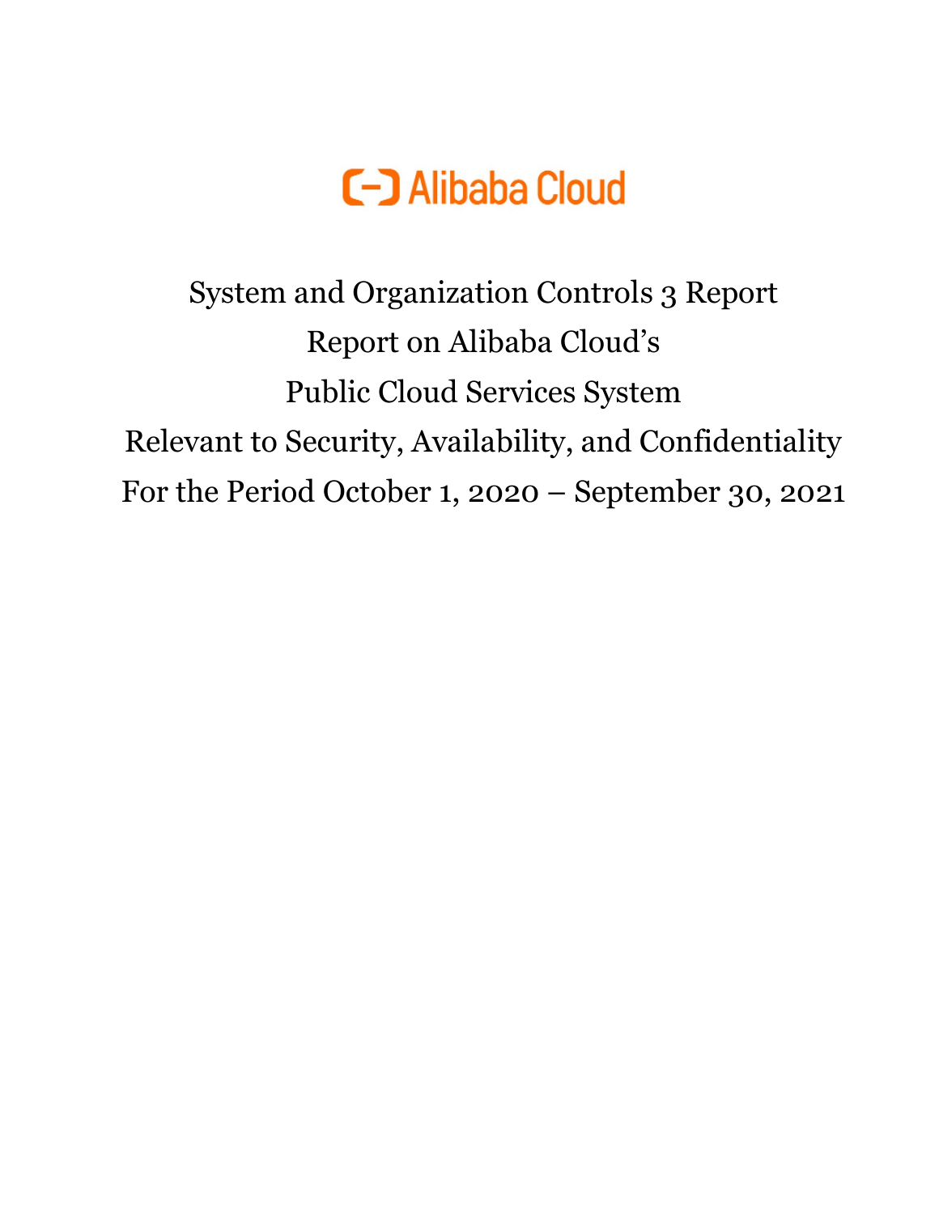Alibaba Cloud

# System and Organization Controls 3 Report

## Report on Alibaba Cloud's Public Cloud Services System Relevant to Security, Availability, and Confidentiality

## For the Period October 1, 2020 – September 30, 2021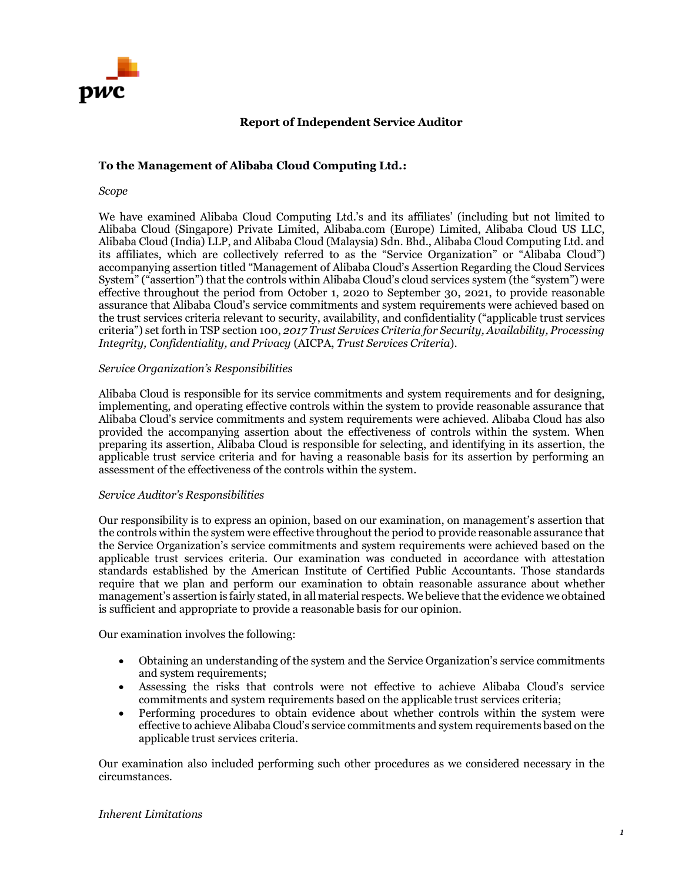# Report of Independent Service Auditor

**To the Management of Alibaba Cloud Computing Ltd.:**

*Scope*

We have examined Alibaba Cloud Computing Ltd.'s and its affiliates' (including but not limited to Alibaba Cloud (Singapore) Private Limited, Alibaba.com (Europe) Limited, Alibaba Cloud US LLC, Alibaba Cloud (India) LLP, and Alibaba Cloud (Malaysia) Sdn. Bhd., Alibaba Cloud Computing Ltd. and its affiliates, which are collectively referred to as the "Service Organization" or "Alibaba Cloud") accompanying assertion titled "Management of Alibaba Cloud's Assertion Regarding the Cloud Services System" ("assertion") that the controls within Alibaba Cloud's cloud services system (the "system") were effective throughout the period from October 1, 2020 to September 30, 2021, to provide reasonable assurance that Alibaba Cloud's service commitments and system requirements were achieved based on the trust services criteria relevant to security, availability, and confidentiality ("applicable trust services criteria") set forth in TSP section 100, *2017 Trust Services Criteria for Security, Availability, Processing Integrity, Confidentiality, and Privacy* (AICPA, *Trust Services Criteria*).

*Service Organization's Responsibilities*

Alibaba Cloud is responsible for its service commitments and system requirements and for designing, implementing, and operating effective controls within the system to provide reasonable assurance that Alibaba Cloud's service commitments and system requirements were achieved. Alibaba Cloud has also provided the accompanying assertion about the effectiveness of controls within the system. When preparing its assertion, Alibaba Cloud is responsible for selecting, and identifying in its assertion, the applicable trust service criteria and for having a reasonable basis for its assertion by performing an assessment of the effectiveness of the controls within the system.

*Service Auditor's Responsibilities*

Our responsibility is to express an opinion, based on our examination, on management's assertion that the controls within the system were effective throughout the period to provide reasonable assurance that the Service Organization's service commitments and system requirements were achieved based on the applicable trust services criteria. Our examination was conducted in accordance with attestation standards established by the American Institute of Certified Public Accountants. Those standards require that we plan and perform our examination to obtain reasonable assurance about whether management's assertion is fairly stated, in all material respects. We believe that the evidence we obtained is sufficient and appropriate to provide a reasonable basis for our opinion.

Our examination involves the following:

- Obtaining an understanding of the system and the Service Organization's service commitments and system requirements;
- Assessing the risks that controls were not effective to achieve Alibaba Cloud's service commitments and system requirements based on the applicable trust services criteria;
- Performing procedures to obtain evidence about whether controls within the system were effective to achieve Alibaba Cloud's service commitments and system requirements based on the applicable trust services criteria.

Our examination also included performing such other procedures as we considered necessary in the circumstances.

*Inherent Limitations*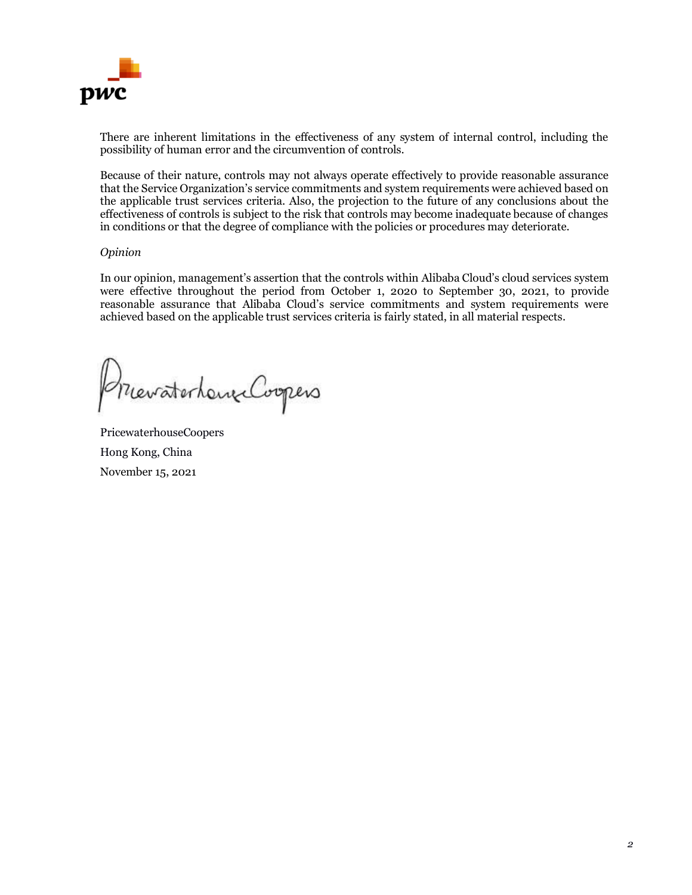There are inherent limitations in the effectiveness of any system of internal control, including the possibility of human error and the circumvention of controls.

Because of their nature, controls may not always operate effectively to provide reasonable assurance that the Service Organization's service commitments and system requirements were achieved based on the applicable trust services criteria. Also, the projection to the future of any conclusions about the effectiveness of controls is subject to the risk that controls may become inadequate because of changes in conditions or that the degree of compliance with the policies or procedures may deteriorate.

*Opinion*

In our opinion, management's assertion that the controls within Alibaba Cloud's cloud services system were effective throughout the period from October 1, 2020 to September 30, 2021, to provide reasonable assurance that Alibaba Cloud's service commitments and system requirements were achieved based on the applicable trust services criteria is fairly stated, in all material respects.

PricewaterhouseCoopers

Hong Kong, China

November 15, 2021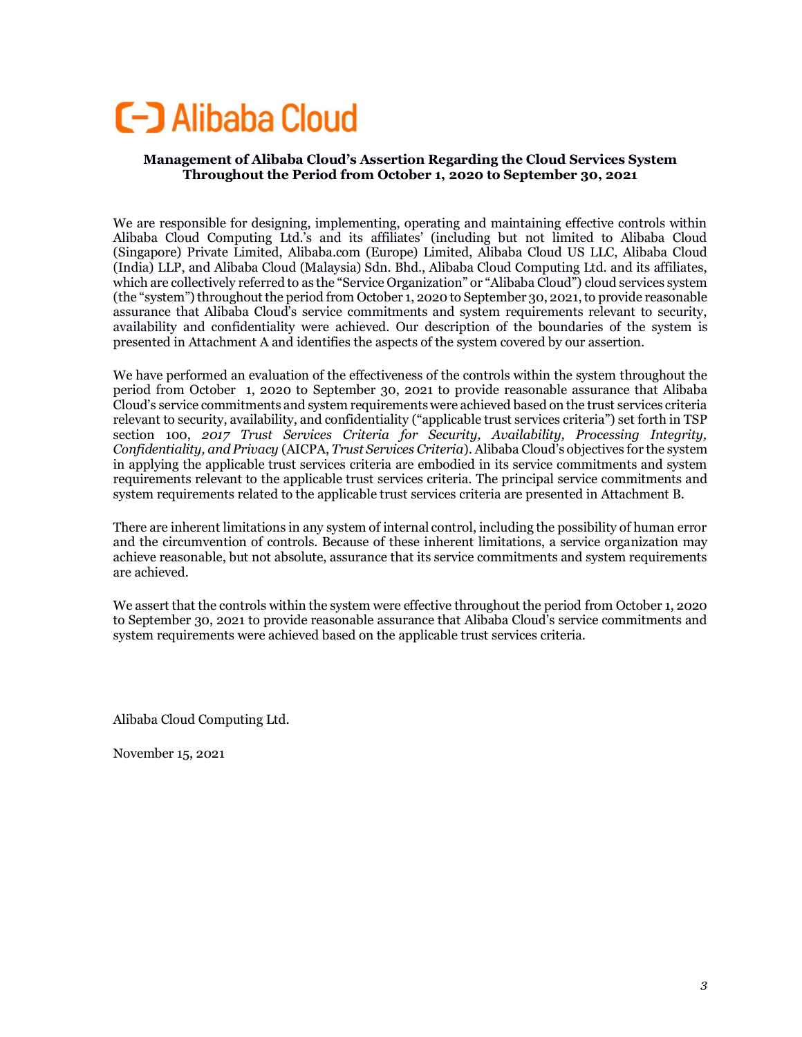# Alibaba Cloud

**Management of Alibaba Cloud's Assertion Regarding the Cloud Services System Throughout the Period from October 1, 2020 to September 30, 2021**

We are responsible for designing, implementing, operating and maintaining effective controls within Alibaba Cloud Computing Ltd.'s and its affiliates' (including but not limited to Alibaba Cloud (Singapore) Private Limited, Alibaba.com (Europe) Limited, Alibaba Cloud US LLC, Alibaba Cloud (India) LLP, and Alibaba Cloud (Malaysia) Sdn. Bhd., Alibaba Cloud Computing Ltd. and its affiliates, which are collectively referred to as the "Service Organization" or "Alibaba Cloud") cloud services system (the "system") throughout the period from October 1, 2020 to September 30, 2021, to provide reasonable assurance that Alibaba Cloud's service commitments and system requirements relevant to security, availability and confidentiality were achieved. Our description of the boundaries of the system is presented in Attachment A and identifies the aspects of the system covered by our assertion.

We have performed an evaluation of the effectiveness of the controls within the system throughout the period from October 1, 2020 to September 30, 2021 to provide reasonable assurance that Alibaba Cloud's service commitments and system requirements were achieved based on the trust services criteria relevant to security, availability, and confidentiality ("applicable trust services criteria") set forth in TSP section 100, *2017 Trust Services Criteria for Security, Availability, Processing Integrity, Confidentiality, and Privacy* (AICPA, *Trust Services Criteria*). Alibaba Cloud's objectives for the system in applying the applicable trust services criteria are embodied in its service commitments and system requirements relevant to the applicable trust services criteria. The principal service commitments and system requirements related to the applicable trust services criteria are presented in Attachment B.

There are inherent limitations in any system of internal control, including the possibility of human error and the circumvention of controls. Because of these inherent limitations, a service organization may achieve reasonable, but not absolute, assurance that its service commitments and system requirements are achieved.

We assert that the controls within the system were effective throughout the period from October 1, 2020 to September 30, 2021 to provide reasonable assurance that Alibaba Cloud's service commitments and system requirements were achieved based on the applicable trust services criteria.

Alibaba Cloud Computing Ltd.

November 15, 2021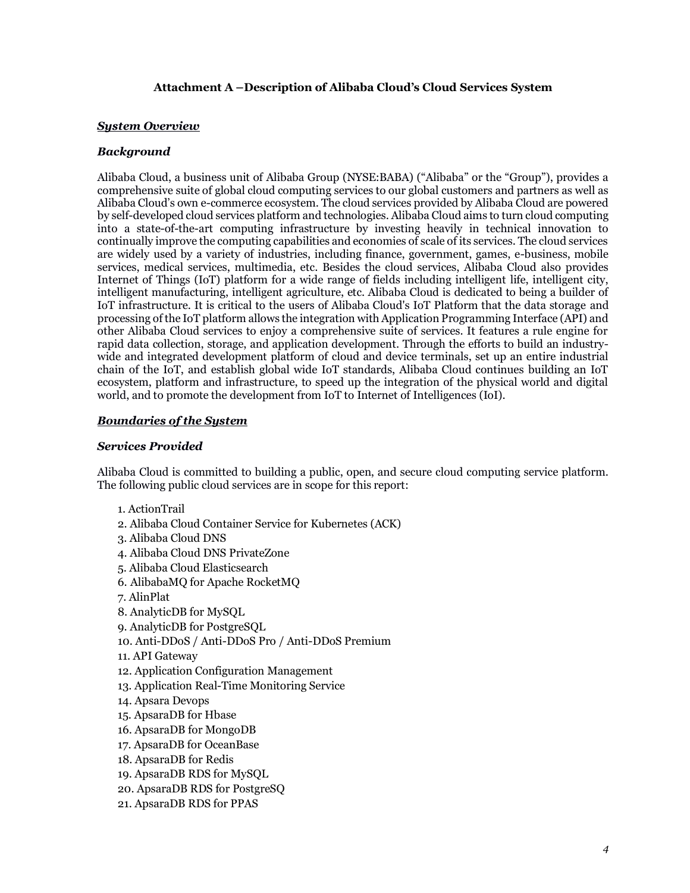**Attachment A –Description of Alibaba Cloud's Cloud Services System**

***System Overview***

***Background***

Alibaba Cloud, a business unit of Alibaba Group (NYSE:BABA) ("Alibaba" or the "Group"), provides a comprehensive suite of global cloud computing services to our global customers and partners as well as Alibaba Cloud's own e-commerce ecosystem. The cloud services provided by Alibaba Cloud are powered by self-developed cloud services platform and technologies. Alibaba Cloud aims to turn cloud computing into a state-of-the-art computing infrastructure by investing heavily in technical innovation to continually improve the computing capabilities and economies of scale of its services. The cloud services are widely used by a variety of industries, including finance, government, games, e-business, mobile services, medical services, multimedia, etc. Besides the cloud services, Alibaba Cloud also provides Internet of Things (IoT) platform for a wide range of fields including intelligent life, intelligent city, intelligent manufacturing, intelligent agriculture, etc. Alibaba Cloud is dedicated to being a builder of IoT infrastructure. It is critical to the users of Alibaba Cloud's IoT Platform that the data storage and processing of the IoT platform allows the integration with Application Programming Interface (API) and other Alibaba Cloud services to enjoy a comprehensive suite of services. It features a rule engine for rapid data collection, storage, and application development. Through the efforts to build an industry-wide and integrated development platform of cloud and device terminals, set up an entire industrial chain of the IoT, and establish global wide IoT standards, Alibaba Cloud continues building an IoT ecosystem, platform and infrastructure, to speed up the integration of the physical world and digital world, and to promote the development from IoT to Internet of Intelligences (IoI).

***Boundaries of the System***

***Services Provided***

Alibaba Cloud is committed to building a public, open, and secure cloud computing service platform. The following public cloud services are in scope for this report:

1. ActionTrail
2. Alibaba Cloud Container Service for Kubernetes (ACK)
3. Alibaba Cloud DNS
4. Alibaba Cloud DNS PrivateZone
5. Alibaba Cloud Elasticsearch
6. AlibabaMQ for Apache RocketMQ
7. AlinPlat
8. AnalyticDB for MySQL
9. AnalyticDB for PostgreSQL
10. Anti-DDoS / Anti-DDoS Pro / Anti-DDoS Premium
11. API Gateway
12. Application Configuration Management
13. Application Real-Time Monitoring Service
14. Apsara Devops
15. ApsaraDB for Hbase
16. ApsaraDB for MongoDB
17. ApsaraDB for OceanBase
18. ApsaraDB for Redis
19. ApsaraDB RDS for MySQL
20. ApsaraDB RDS for PostgreSQ
21. ApsaraDB RDS for PPAS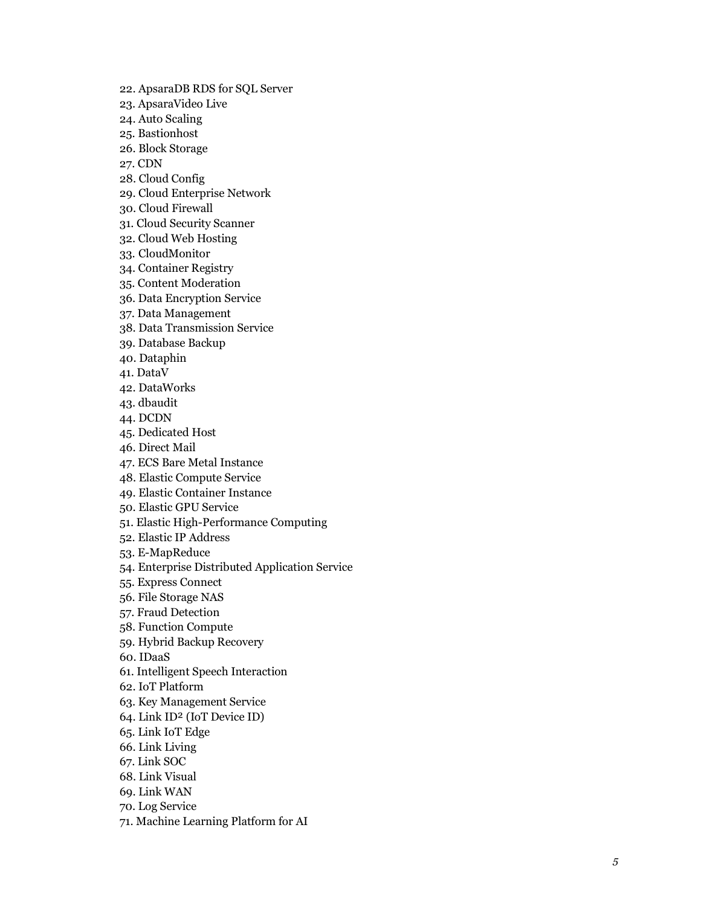22. ApsaraDB RDS for SQL Server
23. ApsaraVideo Live
24. Auto Scaling
25. Bastionhost
26. Block Storage
27. CDN
28. Cloud Config
29. Cloud Enterprise Network
30. Cloud Firewall
31. Cloud Security Scanner
32. Cloud Web Hosting
33. CloudMonitor
34. Container Registry
35. Content Moderation
36. Data Encryption Service
37. Data Management
38. Data Transmission Service
39. Database Backup
40. Dataphin
41. DataV
42. DataWorks
43. dbaudit
44. DCDN
45. Dedicated Host
46. Direct Mail
47. ECS Bare Metal Instance
48. Elastic Compute Service
49. Elastic Container Instance
50. Elastic GPU Service
51. Elastic High-Performance Computing
52. Elastic IP Address
53. E-MapReduce
54. Enterprise Distributed Application Service
55. Express Connect
56. File Storage NAS
57. Fraud Detection
58. Function Compute
59. Hybrid Backup Recovery
60. IDaaS
61. Intelligent Speech Interaction
62. IoT Platform
63. Key Management Service
64. Link ID$^2$ (IoT Device ID)
65. Link IoT Edge
66. Link Living
67. Link SOC
68. Link Visual
69. Link WAN
70. Log Service
71. Machine Learning Platform for AI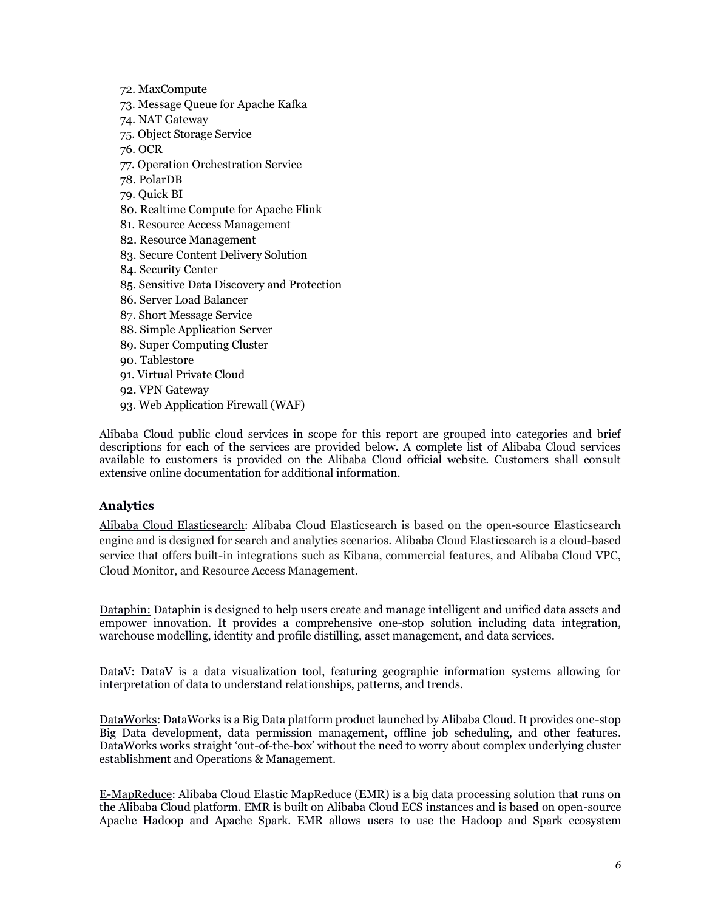72. MaxCompute
73. Message Queue for Apache Kafka
74. NAT Gateway
75. Object Storage Service
76. OCR
77. Operation Orchestration Service
78. PolarDB
79. Quick BI
80. Realtime Compute for Apache Flink
81. Resource Access Management
82. Resource Management
83. Secure Content Delivery Solution
84. Security Center
85. Sensitive Data Discovery and Protection
86. Server Load Balancer
87. Short Message Service
88. Simple Application Server
89. Super Computing Cluster
90. Tablestore
91. Virtual Private Cloud
92. VPN Gateway
93. Web Application Firewall (WAF)

Alibaba Cloud public cloud services in scope for this report are grouped into categories and brief descriptions for each of the services are provided below. A complete list of Alibaba Cloud services available to customers is provided on the Alibaba Cloud official website. Customers shall consult extensive online documentation for additional information.

### Analytics

Alibaba Cloud Elasticsearch: Alibaba Cloud Elasticsearch is based on the open-source Elasticsearch engine and is designed for search and analytics scenarios. Alibaba Cloud Elasticsearch is a cloud-based service that offers built-in integrations such as Kibana, commercial features, and Alibaba Cloud VPC, Cloud Monitor, and Resource Access Management.

Dataphin: Dataphin is designed to help users create and manage intelligent and unified data assets and empower innovation. It provides a comprehensive one-stop solution including data integration, warehouse modelling, identity and profile distilling, asset management, and data services.

DataV: DataV is a data visualization tool, featuring geographic information systems allowing for interpretation of data to understand relationships, patterns, and trends.

DataWorks: DataWorks is a Big Data platform product launched by Alibaba Cloud. It provides one-stop Big Data development, data permission management, offline job scheduling, and other features. DataWorks works straight 'out-of-the-box' without the need to worry about complex underlying cluster establishment and Operations & Management.

E-MapReduce: Alibaba Cloud Elastic MapReduce (EMR) is a big data processing solution that runs on the Alibaba Cloud platform. EMR is built on Alibaba Cloud ECS instances and is based on open-source Apache Hadoop and Apache Spark. EMR allows users to use the Hadoop and Spark ecosystem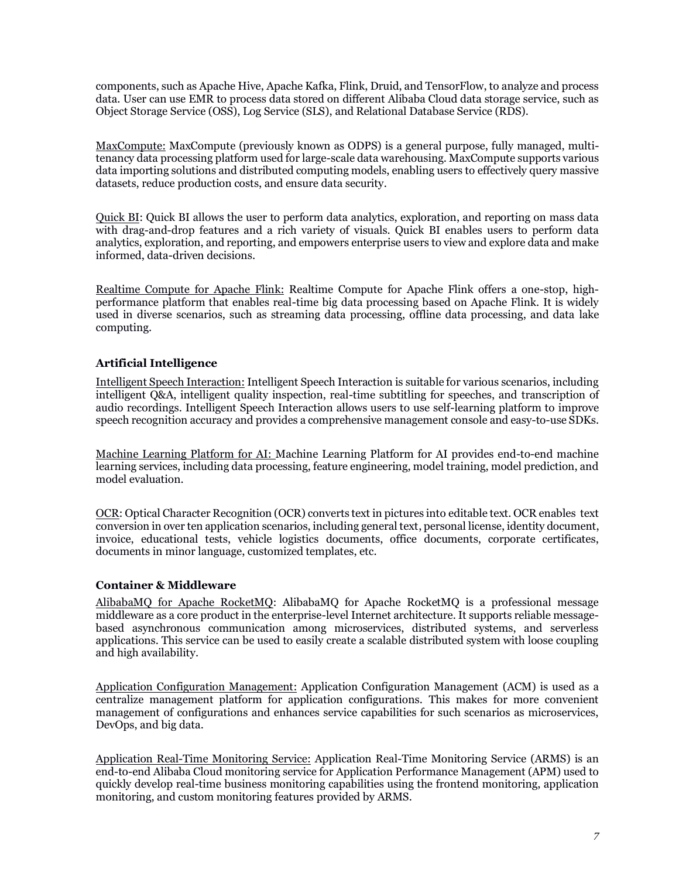components, such as Apache Hive, Apache Kafka, Flink, Druid, and TensorFlow, to analyze and process data. User can use EMR to process data stored on different Alibaba Cloud data storage service, such as Object Storage Service (OSS), Log Service (SLS), and Relational Database Service (RDS).

MaxCompute: MaxCompute (previously known as ODPS) is a general purpose, fully managed, multi-tenancy data processing platform used for large-scale data warehousing. MaxCompute supports various data importing solutions and distributed computing models, enabling users to effectively query massive datasets, reduce production costs, and ensure data security.

Quick BI: Quick BI allows the user to perform data analytics, exploration, and reporting on mass data with drag-and-drop features and a rich variety of visuals. Quick BI enables users to perform data analytics, exploration, and reporting, and empowers enterprise users to view and explore data and make informed, data-driven decisions.

Realtime Compute for Apache Flink: Realtime Compute for Apache Flink offers a one-stop, high-performance platform that enables real-time big data processing based on Apache Flink. It is widely used in diverse scenarios, such as streaming data processing, offline data processing, and data lake computing.

**Artificial Intelligence**

Intelligent Speech Interaction: Intelligent Speech Interaction is suitable for various scenarios, including intelligent Q&A, intelligent quality inspection, real-time subtitling for speeches, and transcription of audio recordings. Intelligent Speech Interaction allows users to use self-learning platform to improve speech recognition accuracy and provides a comprehensive management console and easy-to-use SDKs.

Machine Learning Platform for AI: Machine Learning Platform for AI provides end-to-end machine learning services, including data processing, feature engineering, model training, model prediction, and model evaluation.

OCR: Optical Character Recognition (OCR) converts text in pictures into editable text. OCR enables text conversion in over ten application scenarios, including general text, personal license, identity document, invoice, educational tests, vehicle logistics documents, office documents, corporate certificates, documents in minor language, customized templates, etc.

**Container & Middleware**

AlibabaMQ for Apache RocketMQ: AlibabaMQ for Apache RocketMQ is a professional message middleware as a core product in the enterprise-level Internet architecture. It supports reliable message-based asynchronous communication among microservices, distributed systems, and serverless applications. This service can be used to easily create a scalable distributed system with loose coupling and high availability.

Application Configuration Management: Application Configuration Management (ACM) is used as a centralize management platform for application configurations. This makes for more convenient management of configurations and enhances service capabilities for such scenarios as microservices, DevOps, and big data.

Application Real-Time Monitoring Service: Application Real-Time Monitoring Service (ARMS) is an end-to-end Alibaba Cloud monitoring service for Application Performance Management (APM) used to quickly develop real-time business monitoring capabilities using the frontend monitoring, application monitoring, and custom monitoring features provided by ARMS.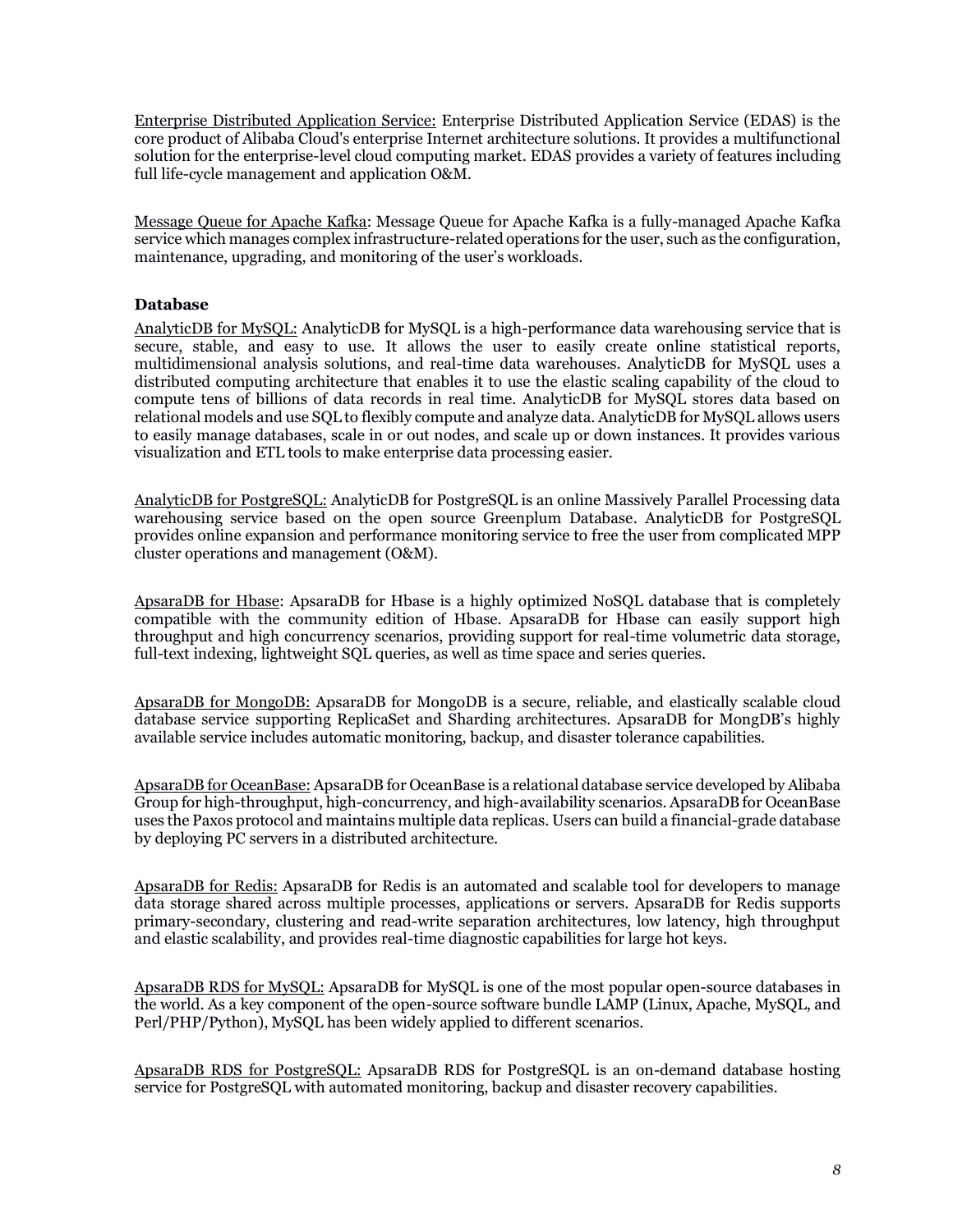Enterprise Distributed Application Service: Enterprise Distributed Application Service (EDAS) is the core product of Alibaba Cloud's enterprise Internet architecture solutions. It provides a multifunctional solution for the enterprise-level cloud computing market. EDAS provides a variety of features including full life-cycle management and application O&M.

Message Queue for Apache Kafka: Message Queue for Apache Kafka is a fully-managed Apache Kafka service which manages complex infrastructure-related operations for the user, such as the configuration, maintenance, upgrading, and monitoring of the user's workloads.

**Database**

AnalyticDB for MySQL: AnalyticDB for MySQL is a high-performance data warehousing service that is secure, stable, and easy to use. It allows the user to easily create online statistical reports, multidimensional analysis solutions, and real-time data warehouses. AnalyticDB for MySQL uses a distributed computing architecture that enables it to use the elastic scaling capability of the cloud to compute tens of billions of data records in real time. AnalyticDB for MySQL stores data based on relational models and use SQL to flexibly compute and analyze data. AnalyticDB for MySQL allows users to easily manage databases, scale in or out nodes, and scale up or down instances. It provides various visualization and ETL tools to make enterprise data processing easier.

AnalyticDB for PostgreSQL: AnalyticDB for PostgreSQL is an online Massively Parallel Processing data warehousing service based on the open source Greenplum Database. AnalyticDB for PostgreSQL provides online expansion and performance monitoring service to free the user from complicated MPP cluster operations and management (O&M).

ApsaraDB for Hbase: ApsaraDB for Hbase is a highly optimized NoSQL database that is completely compatible with the community edition of Hbase. ApsaraDB for Hbase can easily support high throughput and high concurrency scenarios, providing support for real-time volumetric data storage, full-text indexing, lightweight SQL queries, as well as time space and series queries.

ApsaraDB for MongoDB: ApsaraDB for MongoDB is a secure, reliable, and elastically scalable cloud database service supporting ReplicaSet and Sharding architectures. ApsaraDB for MongDB's highly available service includes automatic monitoring, backup, and disaster tolerance capabilities.

ApsaraDB for OceanBase: ApsaraDB for OceanBase is a relational database service developed by Alibaba Group for high-throughput, high-concurrency, and high-availability scenarios. ApsaraDB for OceanBase uses the Paxos protocol and maintains multiple data replicas. Users can build a financial-grade database by deploying PC servers in a distributed architecture.

ApsaraDB for Redis: ApsaraDB for Redis is an automated and scalable tool for developers to manage data storage shared across multiple processes, applications or servers. ApsaraDB for Redis supports primary-secondary, clustering and read-write separation architectures, low latency, high throughput and elastic scalability, and provides real-time diagnostic capabilities for large hot keys.

ApsaraDB RDS for MySQL: ApsaraDB for MySQL is one of the most popular open-source databases in the world. As a key component of the open-source software bundle LAMP (Linux, Apache, MySQL, and Perl/PHP/Python), MySQL has been widely applied to different scenarios.

ApsaraDB RDS for PostgreSQL: ApsaraDB RDS for PostgreSQL is an on-demand database hosting service for PostgreSQL with automated monitoring, backup and disaster recovery capabilities.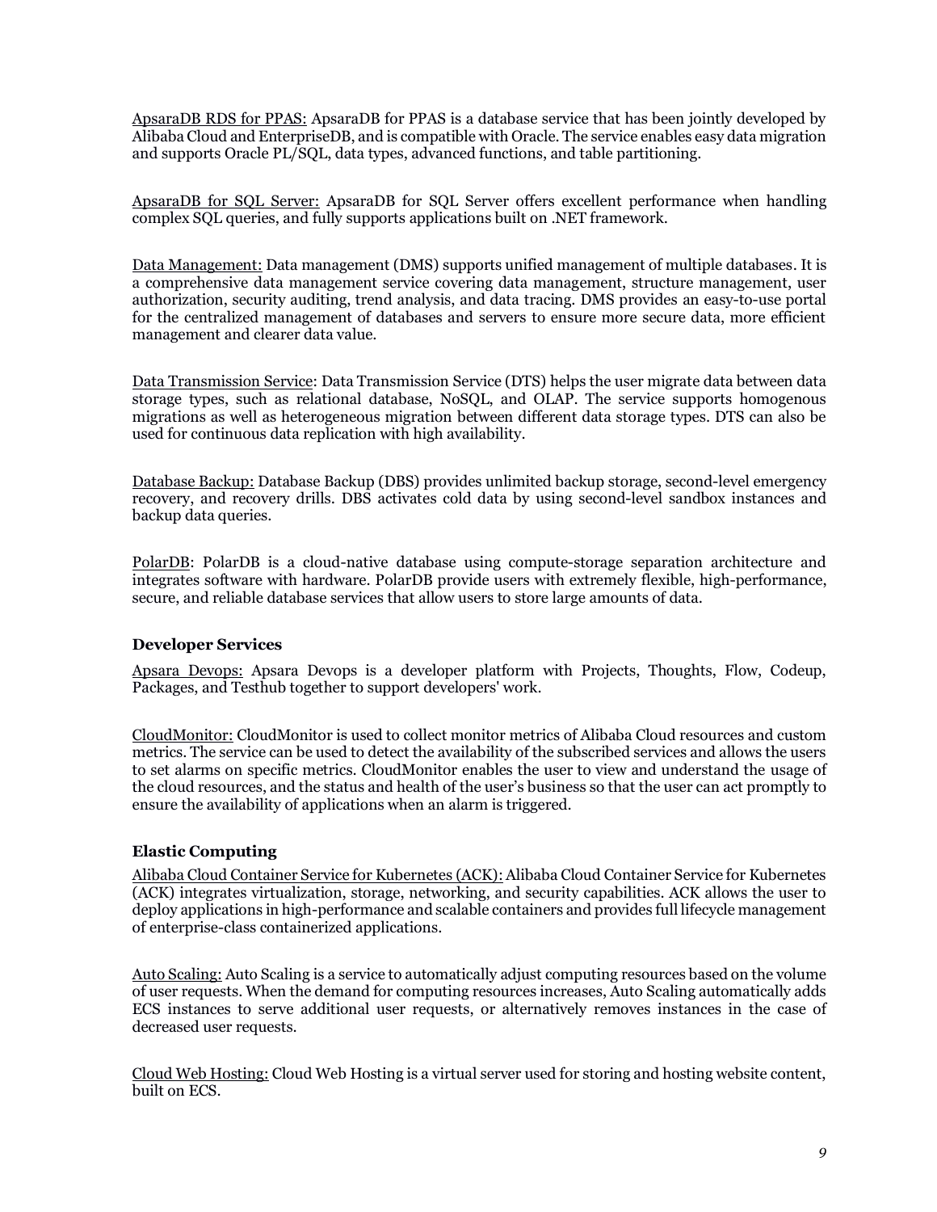ApsaraDB RDS for PPAS: ApsaraDB for PPAS is a database service that has been jointly developed by Alibaba Cloud and EnterpriseDB, and is compatible with Oracle. The service enables easy data migration and supports Oracle PL/SQL, data types, advanced functions, and table partitioning.

ApsaraDB for SQL Server: ApsaraDB for SQL Server offers excellent performance when handling complex SQL queries, and fully supports applications built on .NET framework.

Data Management: Data management (DMS) supports unified management of multiple databases. It is a comprehensive data management service covering data management, structure management, user authorization, security auditing, trend analysis, and data tracing. DMS provides an easy-to-use portal for the centralized management of databases and servers to ensure more secure data, more efficient management and clearer data value.

Data Transmission Service: Data Transmission Service (DTS) helps the user migrate data between data storage types, such as relational database, NoSQL, and OLAP. The service supports homogenous migrations as well as heterogeneous migration between different data storage types. DTS can also be used for continuous data replication with high availability.

Database Backup: Database Backup (DBS) provides unlimited backup storage, second-level emergency recovery, and recovery drills. DBS activates cold data by using second-level sandbox instances and backup data queries.

PolarDB: PolarDB is a cloud-native database using compute-storage separation architecture and integrates software with hardware. PolarDB provide users with extremely flexible, high-performance, secure, and reliable database services that allow users to store large amounts of data.

**Developer Services**

Apsara Devops: Apsara Devops is a developer platform with Projects, Thoughts, Flow, Codeup, Packages, and Testhub together to support developers' work.

CloudMonitor: CloudMonitor is used to collect monitor metrics of Alibaba Cloud resources and custom metrics. The service can be used to detect the availability of the subscribed services and allows the users to set alarms on specific metrics. CloudMonitor enables the user to view and understand the usage of the cloud resources, and the status and health of the user's business so that the user can act promptly to ensure the availability of applications when an alarm is triggered.

**Elastic Computing**

Alibaba Cloud Container Service for Kubernetes (ACK): Alibaba Cloud Container Service for Kubernetes (ACK) integrates virtualization, storage, networking, and security capabilities. ACK allows the user to deploy applications in high-performance and scalable containers and provides full lifecycle management of enterprise-class containerized applications.

Auto Scaling: Auto Scaling is a service to automatically adjust computing resources based on the volume of user requests. When the demand for computing resources increases, Auto Scaling automatically adds ECS instances to serve additional user requests, or alternatively removes instances in the case of decreased user requests.

Cloud Web Hosting: Cloud Web Hosting is a virtual server used for storing and hosting website content, built on ECS.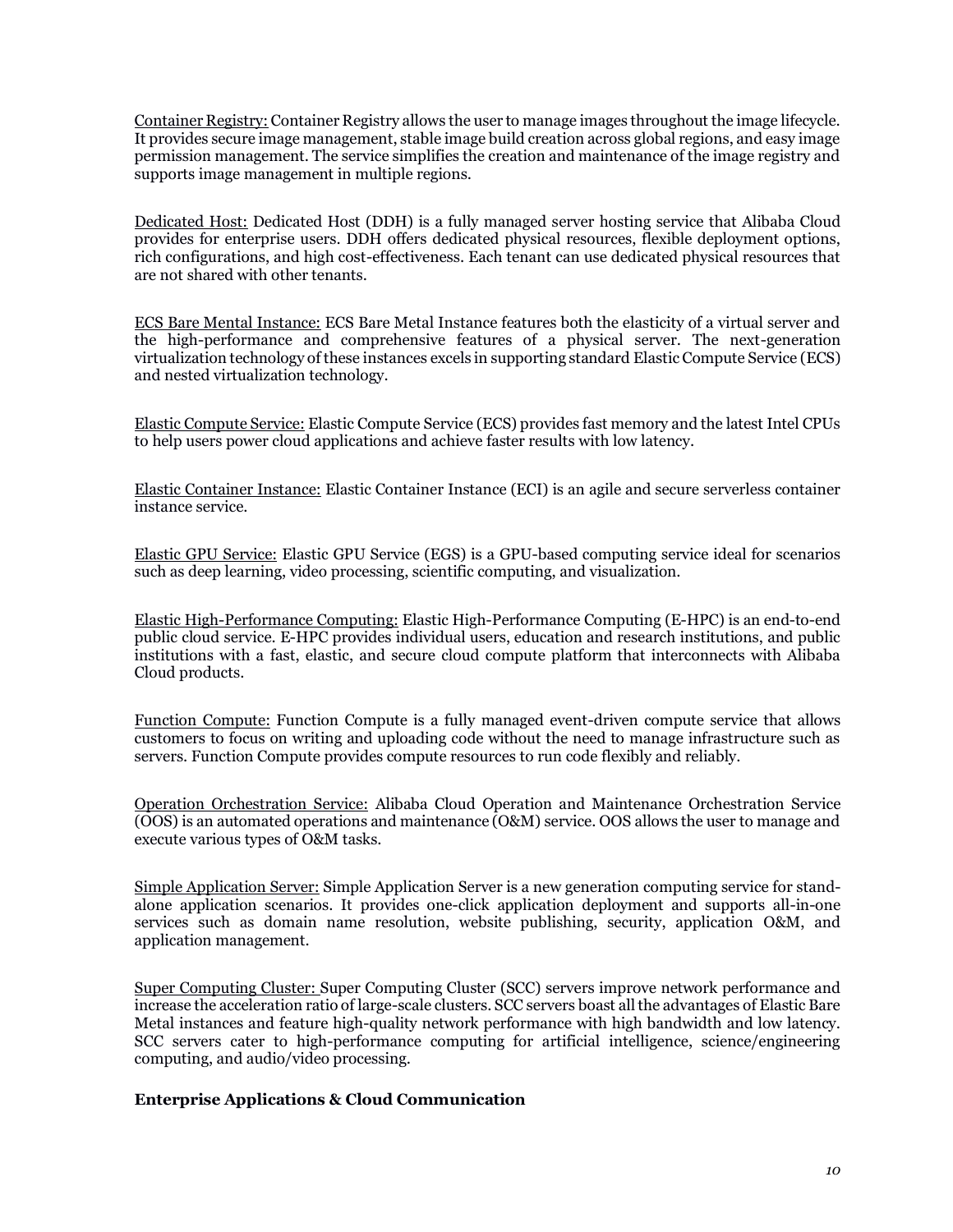Container Registry: Container Registry allows the user to manage images throughout the image lifecycle. It provides secure image management, stable image build creation across global regions, and easy image permission management. The service simplifies the creation and maintenance of the image registry and supports image management in multiple regions.

Dedicated Host: Dedicated Host (DDH) is a fully managed server hosting service that Alibaba Cloud provides for enterprise users. DDH offers dedicated physical resources, flexible deployment options, rich configurations, and high cost-effectiveness. Each tenant can use dedicated physical resources that are not shared with other tenants.

ECS Bare Mental Instance: ECS Bare Metal Instance features both the elasticity of a virtual server and the high-performance and comprehensive features of a physical server. The next-generation virtualization technology of these instances excels in supporting standard Elastic Compute Service (ECS) and nested virtualization technology.

Elastic Compute Service: Elastic Compute Service (ECS) provides fast memory and the latest Intel CPUs to help users power cloud applications and achieve faster results with low latency.

Elastic Container Instance: Elastic Container Instance (ECI) is an agile and secure serverless container instance service.

Elastic GPU Service: Elastic GPU Service (EGS) is a GPU-based computing service ideal for scenarios such as deep learning, video processing, scientific computing, and visualization.

Elastic High-Performance Computing: Elastic High-Performance Computing (E-HPC) is an end-to-end public cloud service. E-HPC provides individual users, education and research institutions, and public institutions with a fast, elastic, and secure cloud compute platform that interconnects with Alibaba Cloud products.

Function Compute: Function Compute is a fully managed event-driven compute service that allows customers to focus on writing and uploading code without the need to manage infrastructure such as servers. Function Compute provides compute resources to run code flexibly and reliably.

Operation Orchestration Service: Alibaba Cloud Operation and Maintenance Orchestration Service (OOS) is an automated operations and maintenance (O&M) service. OOS allows the user to manage and execute various types of O&M tasks.

Simple Application Server: Simple Application Server is a new generation computing service for stand-alone application scenarios. It provides one-click application deployment and supports all-in-one services such as domain name resolution, website publishing, security, application O&M, and application management.

Super Computing Cluster: Super Computing Cluster (SCC) servers improve network performance and increase the acceleration ratio of large-scale clusters. SCC servers boast all the advantages of Elastic Bare Metal instances and feature high-quality network performance with high bandwidth and low latency. SCC servers cater to high-performance computing for artificial intelligence, science/engineering computing, and audio/video processing.

**Enterprise Applications & Cloud Communication**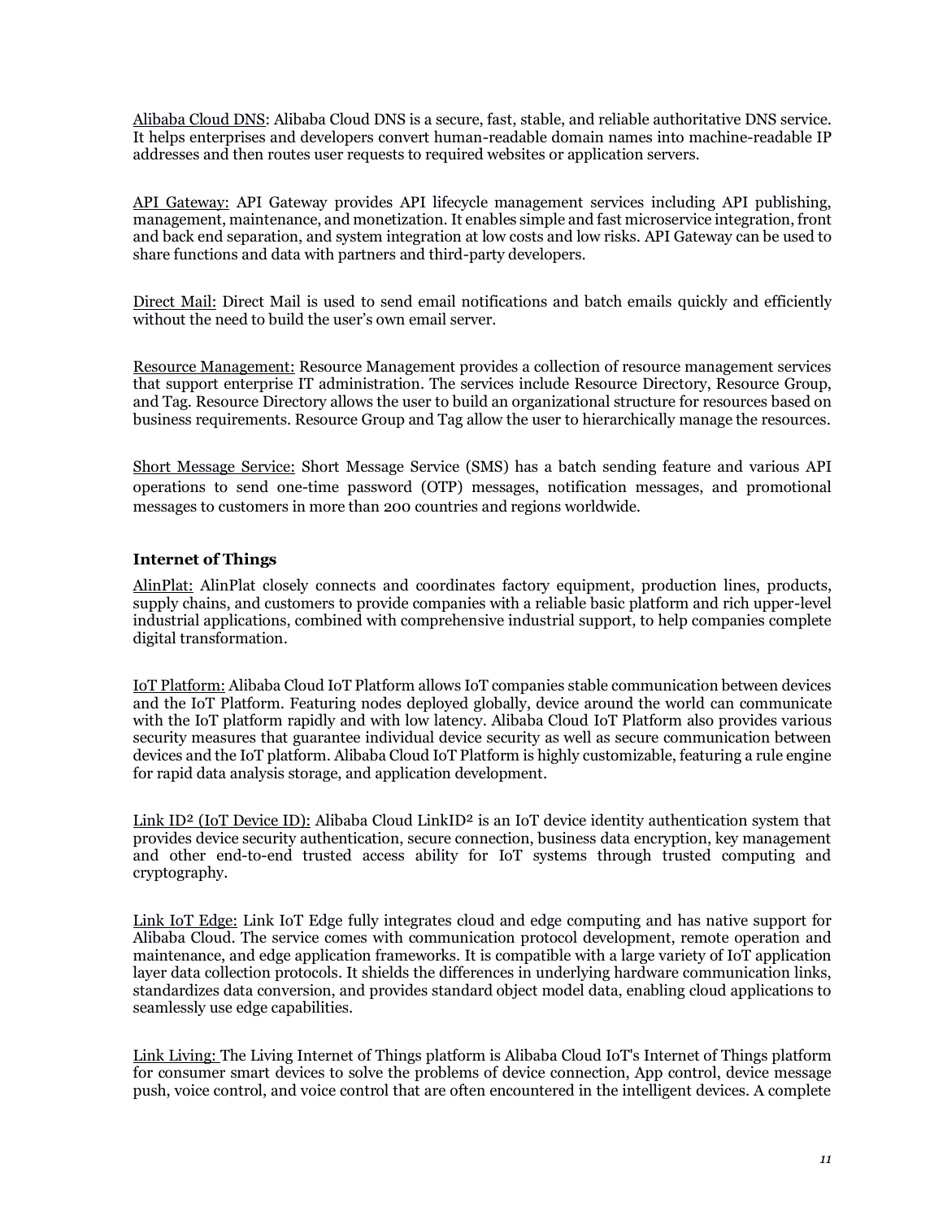Alibaba Cloud DNS: Alibaba Cloud DNS is a secure, fast, stable, and reliable authoritative DNS service. It helps enterprises and developers convert human-readable domain names into machine-readable IP addresses and then routes user requests to required websites or application servers.

API Gateway: API Gateway provides API lifecycle management services including API publishing, management, maintenance, and monetization. It enables simple and fast microservice integration, front and back end separation, and system integration at low costs and low risks. API Gateway can be used to share functions and data with partners and third-party developers.

Direct Mail: Direct Mail is used to send email notifications and batch emails quickly and efficiently without the need to build the user's own email server.

Resource Management: Resource Management provides a collection of resource management services that support enterprise IT administration. The services include Resource Directory, Resource Group, and Tag. Resource Directory allows the user to build an organizational structure for resources based on business requirements. Resource Group and Tag allow the user to hierarchically manage the resources.

Short Message Service: Short Message Service (SMS) has a batch sending feature and various API operations to send one-time password (OTP) messages, notification messages, and promotional messages to customers in more than 200 countries and regions worldwide.

**Internet of Things**

AlinPlat: AlinPlat closely connects and coordinates factory equipment, production lines, products, supply chains, and customers to provide companies with a reliable basic platform and rich upper-level industrial applications, combined with comprehensive industrial support, to help companies complete digital transformation.

IoT Platform: Alibaba Cloud IoT Platform allows IoT companies stable communication between devices and the IoT Platform. Featuring nodes deployed globally, device around the world can communicate with the IoT platform rapidly and with low latency. Alibaba Cloud IoT Platform also provides various security measures that guarantee individual device security as well as secure communication between devices and the IoT platform. Alibaba Cloud IoT Platform is highly customizable, featuring a rule engine for rapid data analysis storage, and application development.

Link ID² (IoT Device ID): Alibaba Cloud LinkID² is an IoT device identity authentication system that provides device security authentication, secure connection, business data encryption, key management and other end-to-end trusted access ability for IoT systems through trusted computing and cryptography.

Link IoT Edge: Link IoT Edge fully integrates cloud and edge computing and has native support for Alibaba Cloud. The service comes with communication protocol development, remote operation and maintenance, and edge application frameworks. It is compatible with a large variety of IoT application layer data collection protocols. It shields the differences in underlying hardware communication links, standardizes data conversion, and provides standard object model data, enabling cloud applications to seamlessly use edge capabilities.

Link Living: The Living Internet of Things platform is Alibaba Cloud IoT's Internet of Things platform for consumer smart devices to solve the problems of device connection, App control, device message push, voice control, and voice control that are often encountered in the intelligent devices. A complete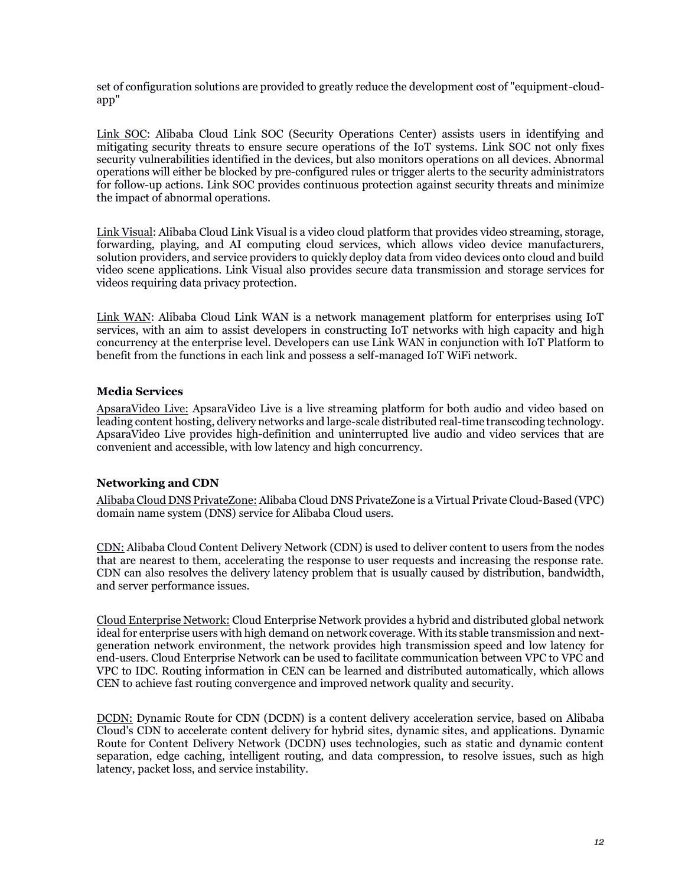set of configuration solutions are provided to greatly reduce the development cost of "equipment-cloud-app"

Link SOC: Alibaba Cloud Link SOC (Security Operations Center) assists users in identifying and mitigating security threats to ensure secure operations of the IoT systems. Link SOC not only fixes security vulnerabilities identified in the devices, but also monitors operations on all devices. Abnormal operations will either be blocked by pre-configured rules or trigger alerts to the security administrators for follow-up actions. Link SOC provides continuous protection against security threats and minimize the impact of abnormal operations.

Link Visual: Alibaba Cloud Link Visual is a video cloud platform that provides video streaming, storage, forwarding, playing, and AI computing cloud services, which allows video device manufacturers, solution providers, and service providers to quickly deploy data from video devices onto cloud and build video scene applications. Link Visual also provides secure data transmission and storage services for videos requiring data privacy protection.

Link WAN: Alibaba Cloud Link WAN is a network management platform for enterprises using IoT services, with an aim to assist developers in constructing IoT networks with high capacity and high concurrency at the enterprise level. Developers can use Link WAN in conjunction with IoT Platform to benefit from the functions in each link and possess a self-managed IoT WiFi network.

### Media Services

ApsaraVideo Live: ApsaraVideo Live is a live streaming platform for both audio and video based on leading content hosting, delivery networks and large-scale distributed real-time transcoding technology. ApsaraVideo Live provides high-definition and uninterrupted live audio and video services that are convenient and accessible, with low latency and high concurrency.

### Networking and CDN

Alibaba Cloud DNS PrivateZone: Alibaba Cloud DNS PrivateZone is a Virtual Private Cloud-Based (VPC) domain name system (DNS) service for Alibaba Cloud users.

CDN: Alibaba Cloud Content Delivery Network (CDN) is used to deliver content to users from the nodes that are nearest to them, accelerating the response to user requests and increasing the response rate. CDN can also resolves the delivery latency problem that is usually caused by distribution, bandwidth, and server performance issues.

Cloud Enterprise Network: Cloud Enterprise Network provides a hybrid and distributed global network ideal for enterprise users with high demand on network coverage. With its stable transmission and next-generation network environment, the network provides high transmission speed and low latency for end-users. Cloud Enterprise Network can be used to facilitate communication between VPC to VPC and VPC to IDC. Routing information in CEN can be learned and distributed automatically, which allows CEN to achieve fast routing convergence and improved network quality and security.

DCDN: Dynamic Route for CDN (DCDN) is a content delivery acceleration service, based on Alibaba Cloud's CDN to accelerate content delivery for hybrid sites, dynamic sites, and applications. Dynamic Route for Content Delivery Network (DCDN) uses technologies, such as static and dynamic content separation, edge caching, intelligent routing, and data compression, to resolve issues, such as high latency, packet loss, and service instability.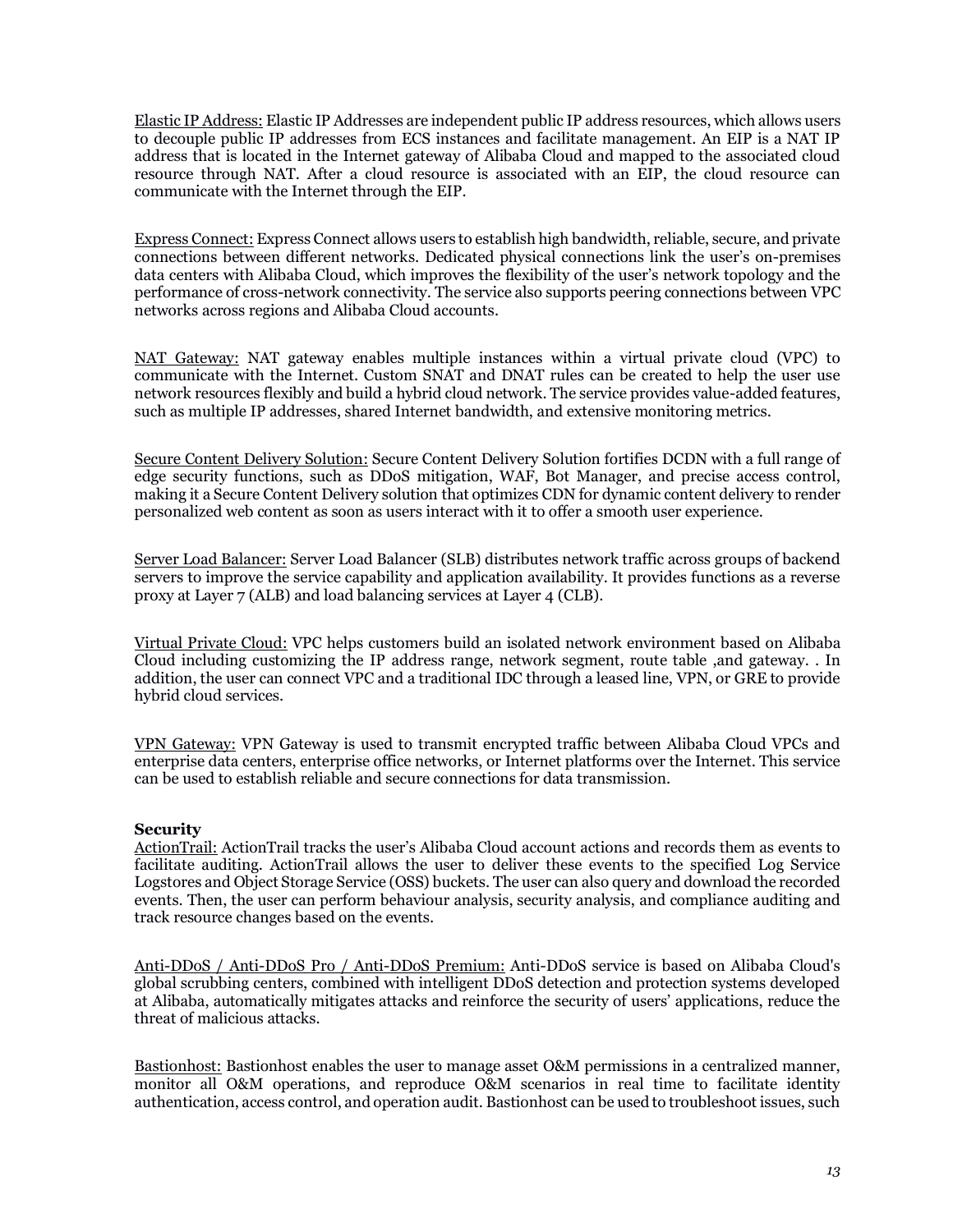Elastic IP Address: Elastic IP Addresses are independent public IP address resources, which allows users to decouple public IP addresses from ECS instances and facilitate management. An EIP is a NAT IP address that is located in the Internet gateway of Alibaba Cloud and mapped to the associated cloud resource through NAT. After a cloud resource is associated with an EIP, the cloud resource can communicate with the Internet through the EIP.

Express Connect: Express Connect allows users to establish high bandwidth, reliable, secure, and private connections between different networks. Dedicated physical connections link the user's on-premises data centers with Alibaba Cloud, which improves the flexibility of the user's network topology and the performance of cross-network connectivity. The service also supports peering connections between VPC networks across regions and Alibaba Cloud accounts.

NAT Gateway: NAT gateway enables multiple instances within a virtual private cloud (VPC) to communicate with the Internet. Custom SNAT and DNAT rules can be created to help the user use network resources flexibly and build a hybrid cloud network. The service provides value-added features, such as multiple IP addresses, shared Internet bandwidth, and extensive monitoring metrics.

Secure Content Delivery Solution: Secure Content Delivery Solution fortifies DCDN with a full range of edge security functions, such as DDoS mitigation, WAF, Bot Manager, and precise access control, making it a Secure Content Delivery solution that optimizes CDN for dynamic content delivery to render personalized web content as soon as users interact with it to offer a smooth user experience.

Server Load Balancer: Server Load Balancer (SLB) distributes network traffic across groups of backend servers to improve the service capability and application availability. It provides functions as a reverse proxy at Layer 7 (ALB) and load balancing services at Layer 4 (CLB).

Virtual Private Cloud: VPC helps customers build an isolated network environment based on Alibaba Cloud including customizing the IP address range, network segment, route table ,and gateway. . In addition, the user can connect VPC and a traditional IDC through a leased line, VPN, or GRE to provide hybrid cloud services.

VPN Gateway: VPN Gateway is used to transmit encrypted traffic between Alibaba Cloud VPCs and enterprise data centers, enterprise office networks, or Internet platforms over the Internet. This service can be used to establish reliable and secure connections for data transmission.

**Security**

ActionTrail: ActionTrail tracks the user's Alibaba Cloud account actions and records them as events to facilitate auditing. ActionTrail allows the user to deliver these events to the specified Log Service Logstores and Object Storage Service (OSS) buckets. The user can also query and download the recorded events. Then, the user can perform behaviour analysis, security analysis, and compliance auditing and track resource changes based on the events.

Anti-DDoS / Anti-DDoS Pro / Anti-DDoS Premium: Anti-DDoS service is based on Alibaba Cloud's global scrubbing centers, combined with intelligent DDoS detection and protection systems developed at Alibaba, automatically mitigates attacks and reinforce the security of users' applications, reduce the threat of malicious attacks.

Bastionhost: Bastionhost enables the user to manage asset O&M permissions in a centralized manner, monitor all O&M operations, and reproduce O&M scenarios in real time to facilitate identity authentication, access control, and operation audit. Bastionhost can be used to troubleshoot issues, such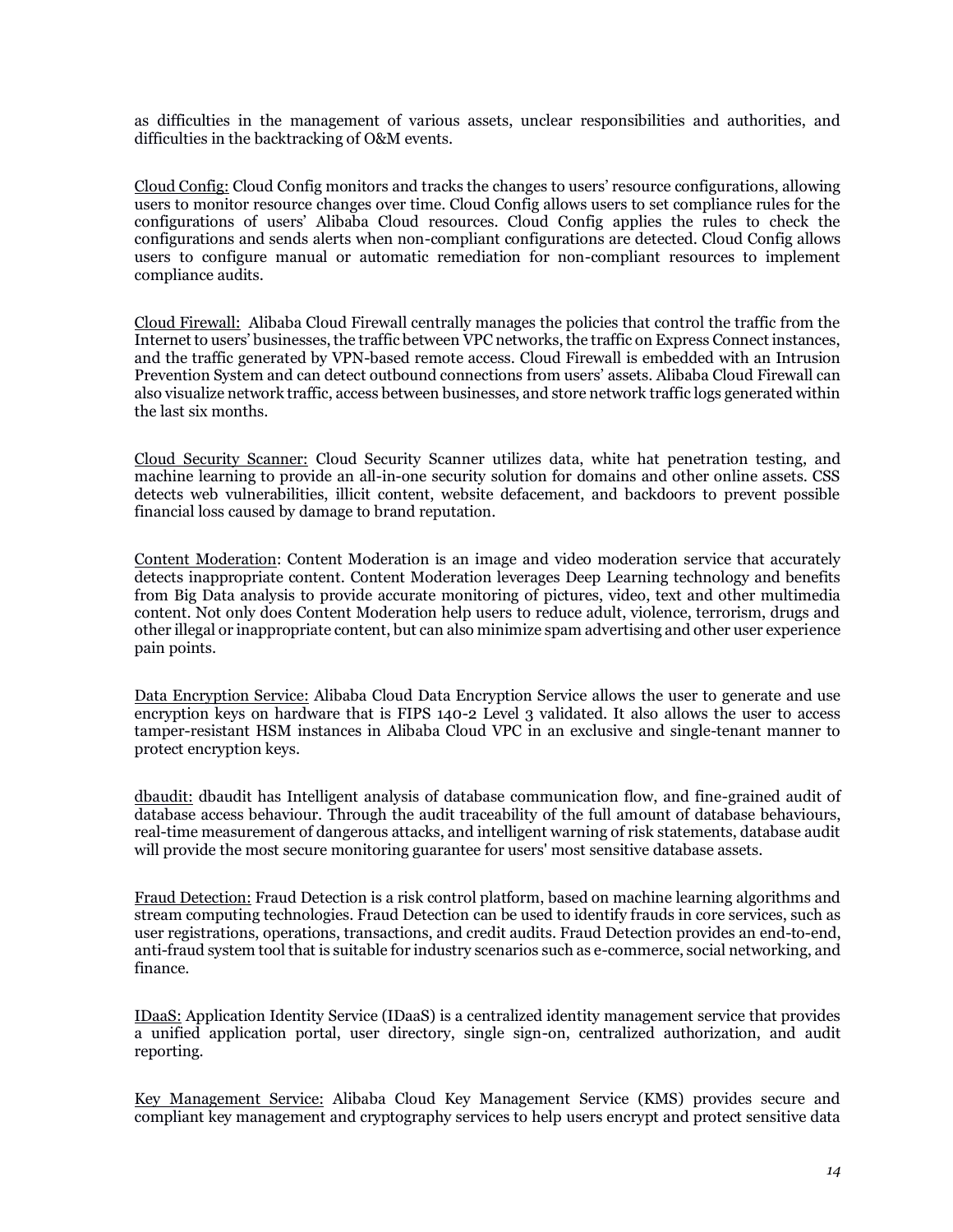as difficulties in the management of various assets, unclear responsibilities and authorities, and difficulties in the backtracking of O&M events.

<u>Cloud Config:</u> Cloud Config monitors and tracks the changes to users' resource configurations, allowing users to monitor resource changes over time. Cloud Config allows users to set compliance rules for the configurations of users' Alibaba Cloud resources. Cloud Config applies the rules to check the configurations and sends alerts when non-compliant configurations are detected. Cloud Config allows users to configure manual or automatic remediation for non-compliant resources to implement compliance audits.

<u>Cloud Firewall:</u> Alibaba Cloud Firewall centrally manages the policies that control the traffic from the Internet to users' businesses, the traffic between VPC networks, the traffic on Express Connect instances, and the traffic generated by VPN-based remote access. Cloud Firewall is embedded with an Intrusion Prevention System and can detect outbound connections from users' assets. Alibaba Cloud Firewall can also visualize network traffic, access between businesses, and store network traffic logs generated within the last six months.

<u>Cloud Security Scanner:</u> Cloud Security Scanner utilizes data, white hat penetration testing, and machine learning to provide an all-in-one security solution for domains and other online assets. CSS detects web vulnerabilities, illicit content, website defacement, and backdoors to prevent possible financial loss caused by damage to brand reputation.

<u>Content Moderation</u>: Content Moderation is an image and video moderation service that accurately detects inappropriate content. Content Moderation leverages Deep Learning technology and benefits from Big Data analysis to provide accurate monitoring of pictures, video, text and other multimedia content. Not only does Content Moderation help users to reduce adult, violence, terrorism, drugs and other illegal or inappropriate content, but can also minimize spam advertising and other user experience pain points.

<u>Data Encryption Service:</u> Alibaba Cloud Data Encryption Service allows the user to generate and use encryption keys on hardware that is FIPS 140-2 Level 3 validated. It also allows the user to access tamper-resistant HSM instances in Alibaba Cloud VPC in an exclusive and single-tenant manner to protect encryption keys.

<u>dbaudit:</u> dbaudit has Intelligent analysis of database communication flow, and fine-grained audit of database access behaviour. Through the audit traceability of the full amount of database behaviours, real-time measurement of dangerous attacks, and intelligent warning of risk statements, database audit will provide the most secure monitoring guarantee for users' most sensitive database assets.

<u>Fraud Detection:</u> Fraud Detection is a risk control platform, based on machine learning algorithms and stream computing technologies. Fraud Detection can be used to identify frauds in core services, such as user registrations, operations, transactions, and credit audits. Fraud Detection provides an end-to-end, anti-fraud system tool that is suitable for industry scenarios such as e-commerce, social networking, and finance.

<u>IDaaS:</u> Application Identity Service (IDaaS) is a centralized identity management service that provides a unified application portal, user directory, single sign-on, centralized authorization, and audit reporting.

<u>Key Management Service:</u> Alibaba Cloud Key Management Service (KMS) provides secure and compliant key management and cryptography services to help users encrypt and protect sensitive data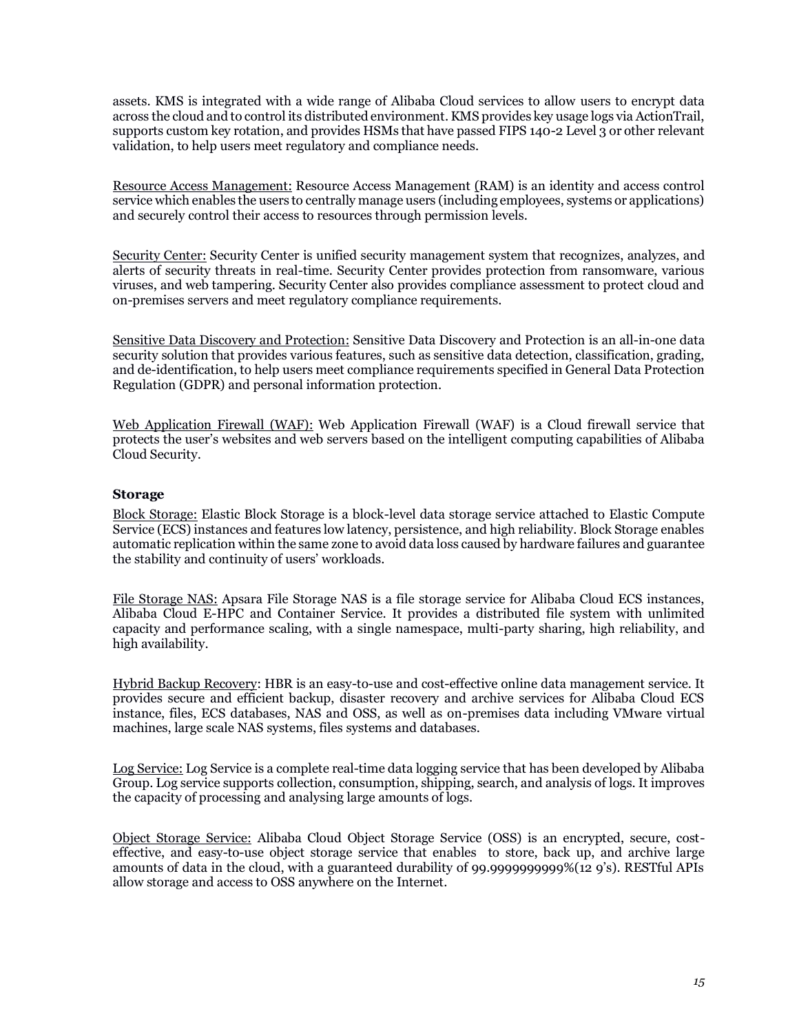assets. KMS is integrated with a wide range of Alibaba Cloud services to allow users to encrypt data across the cloud and to control its distributed environment. KMS provides key usage logs via ActionTrail, supports custom key rotation, and provides HSMs that have passed FIPS 140-2 Level 3 or other relevant validation, to help users meet regulatory and compliance needs.

Resource Access Management: Resource Access Management (RAM) is an identity and access control service which enables the users to centrally manage users (including employees, systems or applications) and securely control their access to resources through permission levels.

Security Center: Security Center is unified security management system that recognizes, analyzes, and alerts of security threats in real-time. Security Center provides protection from ransomware, various viruses, and web tampering. Security Center also provides compliance assessment to protect cloud and on-premises servers and meet regulatory compliance requirements.

Sensitive Data Discovery and Protection: Sensitive Data Discovery and Protection is an all-in-one data security solution that provides various features, such as sensitive data detection, classification, grading, and de-identification, to help users meet compliance requirements specified in General Data Protection Regulation (GDPR) and personal information protection.

Web Application Firewall (WAF): Web Application Firewall (WAF) is a Cloud firewall service that protects the user's websites and web servers based on the intelligent computing capabilities of Alibaba Cloud Security.

**Storage**

Block Storage: Elastic Block Storage is a block-level data storage service attached to Elastic Compute Service (ECS) instances and features low latency, persistence, and high reliability. Block Storage enables automatic replication within the same zone to avoid data loss caused by hardware failures and guarantee the stability and continuity of users' workloads.

File Storage NAS: Apsara File Storage NAS is a file storage service for Alibaba Cloud ECS instances, Alibaba Cloud E-HPC and Container Service. It provides a distributed file system with unlimited capacity and performance scaling, with a single namespace, multi-party sharing, high reliability, and high availability.

Hybrid Backup Recovery: HBR is an easy-to-use and cost-effective online data management service. It provides secure and efficient backup, disaster recovery and archive services for Alibaba Cloud ECS instance, files, ECS databases, NAS and OSS, as well as on-premises data including VMware virtual machines, large scale NAS systems, files systems and databases.

Log Service: Log Service is a complete real-time data logging service that has been developed by Alibaba Group. Log service supports collection, consumption, shipping, search, and analysis of logs. It improves the capacity of processing and analysing large amounts of logs.

Object Storage Service: Alibaba Cloud Object Storage Service (OSS) is an encrypted, secure, cost-effective, and easy-to-use object storage service that enables to store, back up, and archive large amounts of data in the cloud, with a guaranteed durability of 99.9999999999%(12 9's). RESTful APIs allow storage and access to OSS anywhere on the Internet.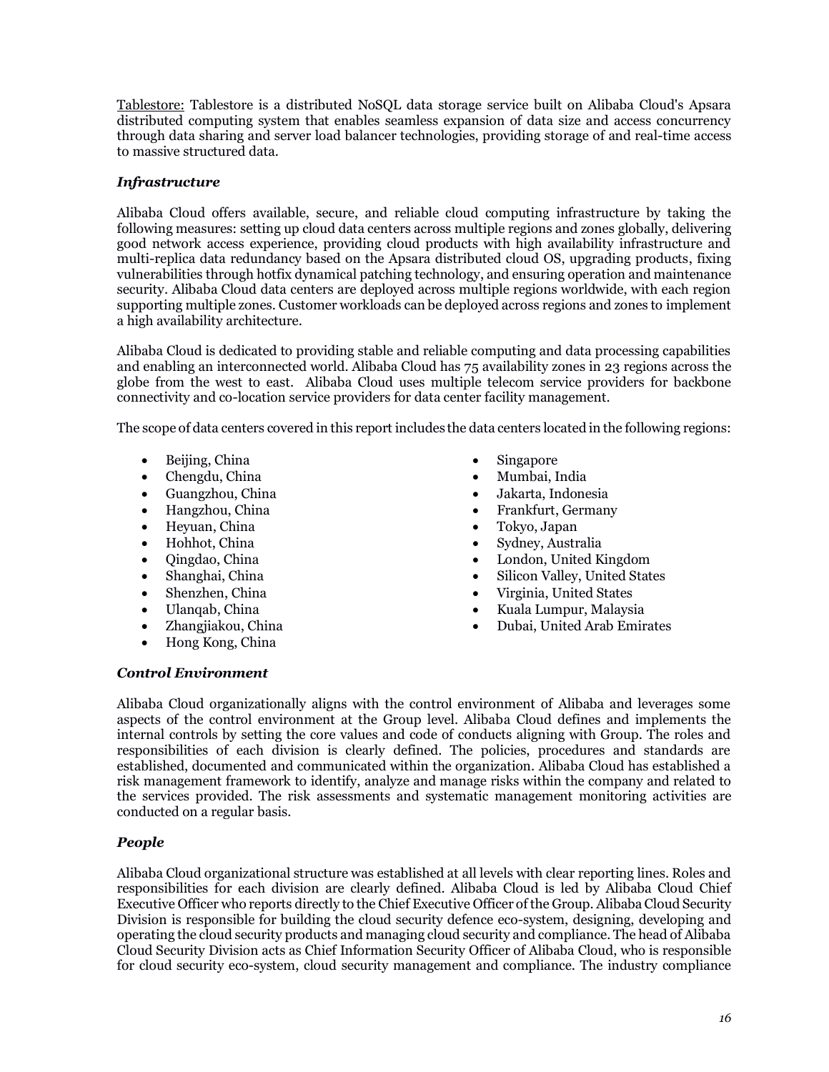<u>Tablestore:</u> Tablestore is a distributed NoSQL data storage service built on Alibaba Cloud's Apsara distributed computing system that enables seamless expansion of data size and access concurrency through data sharing and server load balancer technologies, providing storage of and real-time access to massive structured data.

### *Infrastructure*

Alibaba Cloud offers available, secure, and reliable cloud computing infrastructure by taking the following measures: setting up cloud data centers across multiple regions and zones globally, delivering good network access experience, providing cloud products with high availability infrastructure and multi-replica data redundancy based on the Apsara distributed cloud OS, upgrading products, fixing vulnerabilities through hotfix dynamical patching technology, and ensuring operation and maintenance security. Alibaba Cloud data centers are deployed across multiple regions worldwide, with each region supporting multiple zones. Customer workloads can be deployed across regions and zones to implement a high availability architecture.

Alibaba Cloud is dedicated to providing stable and reliable computing and data processing capabilities and enabling an interconnected world. Alibaba Cloud has 75 availability zones in 23 regions across the globe from the west to east. Alibaba Cloud uses multiple telecom service providers for backbone connectivity and co-location service providers for data center facility management.

The scope of data centers covered in this report includes the data centers located in the following regions:

- Beijing, China
- Chengdu, China
- Guangzhou, China
- Hangzhou, China
- Heyuan, China
- Hohhot, China
- Qingdao, China
- Shanghai, China
- Shenzhen, China
- Ulanqab, China
- Zhangjiakou, China
- Hong Kong, China
- Singapore
- Mumbai, India
- Jakarta, Indonesia
- Frankfurt, Germany
- Tokyo, Japan
- Sydney, Australia
- London, United Kingdom
- Silicon Valley, United States
- Virginia, United States
- Kuala Lumpur, Malaysia
- Dubai, United Arab Emirates

### *Control Environment*

Alibaba Cloud organizationally aligns with the control environment of Alibaba and leverages some aspects of the control environment at the Group level. Alibaba Cloud defines and implements the internal controls by setting the core values and code of conducts aligning with Group. The roles and responsibilities of each division is clearly defined. The policies, procedures and standards are established, documented and communicated within the organization. Alibaba Cloud has established a risk management framework to identify, analyze and manage risks within the company and related to the services provided. The risk assessments and systematic management monitoring activities are conducted on a regular basis.

### *People*

Alibaba Cloud organizational structure was established at all levels with clear reporting lines. Roles and responsibilities for each division are clearly defined. Alibaba Cloud is led by Alibaba Cloud Chief Executive Officer who reports directly to the Chief Executive Officer of the Group. Alibaba Cloud Security Division is responsible for building the cloud security defence eco-system, designing, developing and operating the cloud security products and managing cloud security and compliance. The head of Alibaba Cloud Security Division acts as Chief Information Security Officer of Alibaba Cloud, who is responsible for cloud security eco-system, cloud security management and compliance. The industry compliance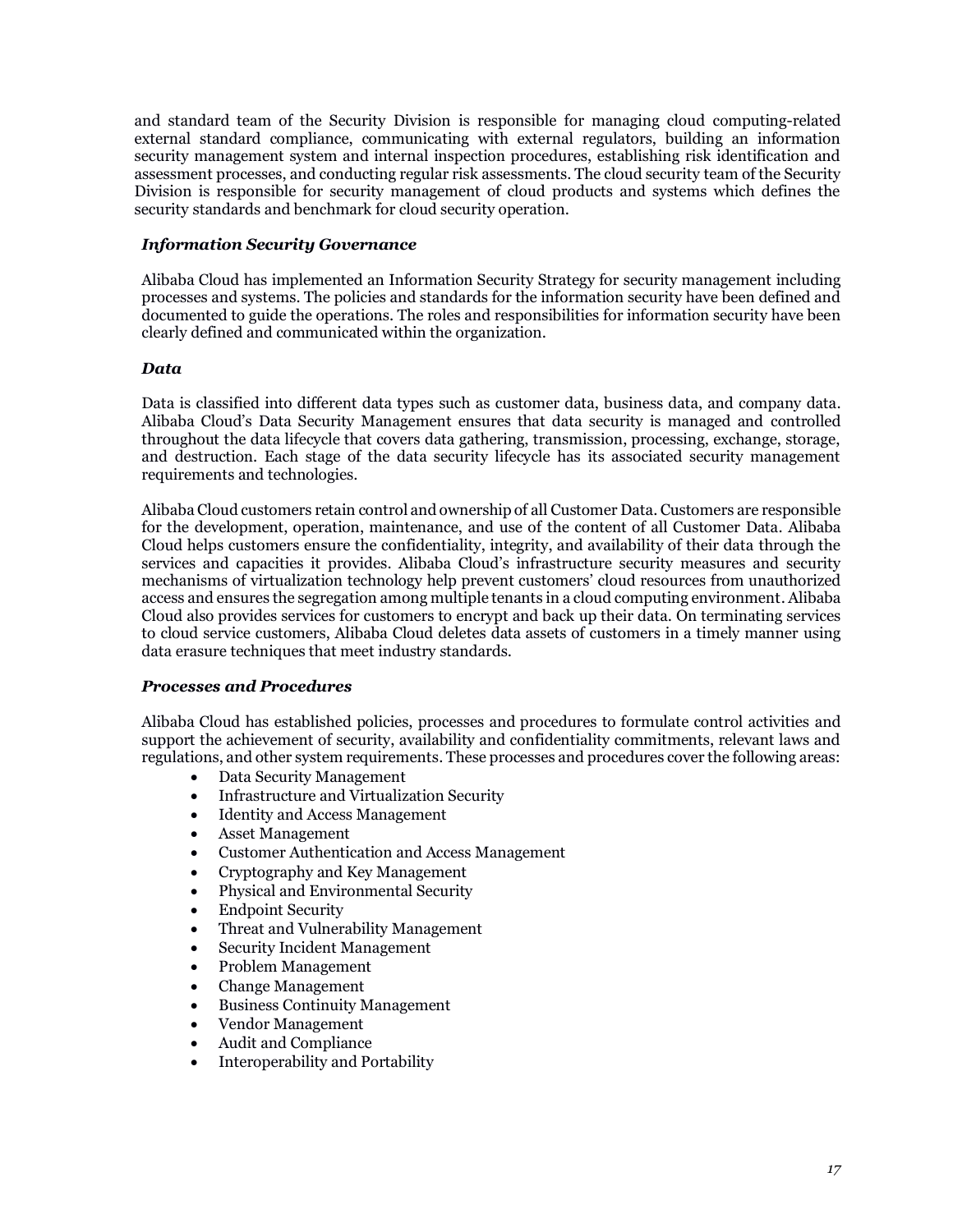and standard team of the Security Division is responsible for managing cloud computing-related external standard compliance, communicating with external regulators, building an information security management system and internal inspection procedures, establishing risk identification and assessment processes, and conducting regular risk assessments. The cloud security team of the Security Division is responsible for security management of cloud products and systems which defines the security standards and benchmark for cloud security operation.

***Information Security Governance***

Alibaba Cloud has implemented an Information Security Strategy for security management including processes and systems. The policies and standards for the information security have been defined and documented to guide the operations. The roles and responsibilities for information security have been clearly defined and communicated within the organization.

***Data***

Data is classified into different data types such as customer data, business data, and company data. Alibaba Cloud's Data Security Management ensures that data security is managed and controlled throughout the data lifecycle that covers data gathering, transmission, processing, exchange, storage, and destruction. Each stage of the data security lifecycle has its associated security management requirements and technologies.

Alibaba Cloud customers retain control and ownership of all Customer Data. Customers are responsible for the development, operation, maintenance, and use of the content of all Customer Data. Alibaba Cloud helps customers ensure the confidentiality, integrity, and availability of their data through the services and capacities it provides. Alibaba Cloud's infrastructure security measures and security mechanisms of virtualization technology help prevent customers' cloud resources from unauthorized access and ensures the segregation among multiple tenants in a cloud computing environment. Alibaba Cloud also provides services for customers to encrypt and back up their data. On terminating services to cloud service customers, Alibaba Cloud deletes data assets of customers in a timely manner using data erasure techniques that meet industry standards.

***Processes and Procedures***

Alibaba Cloud has established policies, processes and procedures to formulate control activities and support the achievement of security, availability and confidentiality commitments, relevant laws and regulations, and other system requirements. These processes and procedures cover the following areas:

- Data Security Management
- Infrastructure and Virtualization Security
- Identity and Access Management
- Asset Management
- Customer Authentication and Access Management
- Cryptography and Key Management
- Physical and Environmental Security
- Endpoint Security
- Threat and Vulnerability Management
- Security Incident Management
- Problem Management
- Change Management
- Business Continuity Management
- Vendor Management
- Audit and Compliance
- Interoperability and Portability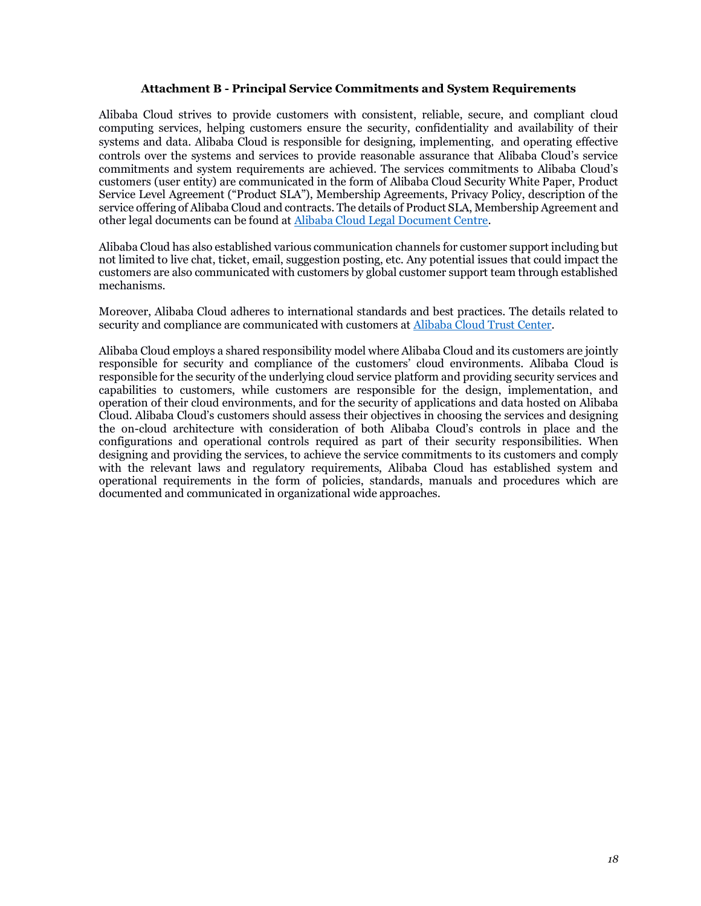**Attachment B - Principal Service Commitments and System Requirements**

Alibaba Cloud strives to provide customers with consistent, reliable, secure, and compliant cloud computing services, helping customers ensure the security, confidentiality and availability of their systems and data. Alibaba Cloud is responsible for designing, implementing, and operating effective controls over the systems and services to provide reasonable assurance that Alibaba Cloud's service commitments and system requirements are achieved. The services commitments to Alibaba Cloud's customers (user entity) are communicated in the form of Alibaba Cloud Security White Paper, Product Service Level Agreement ("Product SLA"), Membership Agreements, Privacy Policy, description of the service offering of Alibaba Cloud and contracts. The details of Product SLA, Membership Agreement and other legal documents can be found at Alibaba Cloud Legal Document Centre.

Alibaba Cloud has also established various communication channels for customer support including but not limited to live chat, ticket, email, suggestion posting, etc. Any potential issues that could impact the customers are also communicated with customers by global customer support team through established mechanisms.

Moreover, Alibaba Cloud adheres to international standards and best practices. The details related to security and compliance are communicated with customers at Alibaba Cloud Trust Center.

Alibaba Cloud employs a shared responsibility model where Alibaba Cloud and its customers are jointly responsible for security and compliance of the customers' cloud environments. Alibaba Cloud is responsible for the security of the underlying cloud service platform and providing security services and capabilities to customers, while customers are responsible for the design, implementation, and operation of their cloud environments, and for the security of applications and data hosted on Alibaba Cloud. Alibaba Cloud's customers should assess their objectives in choosing the services and designing the on-cloud architecture with consideration of both Alibaba Cloud's controls in place and the configurations and operational controls required as part of their security responsibilities. When designing and providing the services, to achieve the service commitments to its customers and comply with the relevant laws and regulatory requirements, Alibaba Cloud has established system and operational requirements in the form of policies, standards, manuals and procedures which are documented and communicated in organizational wide approaches.